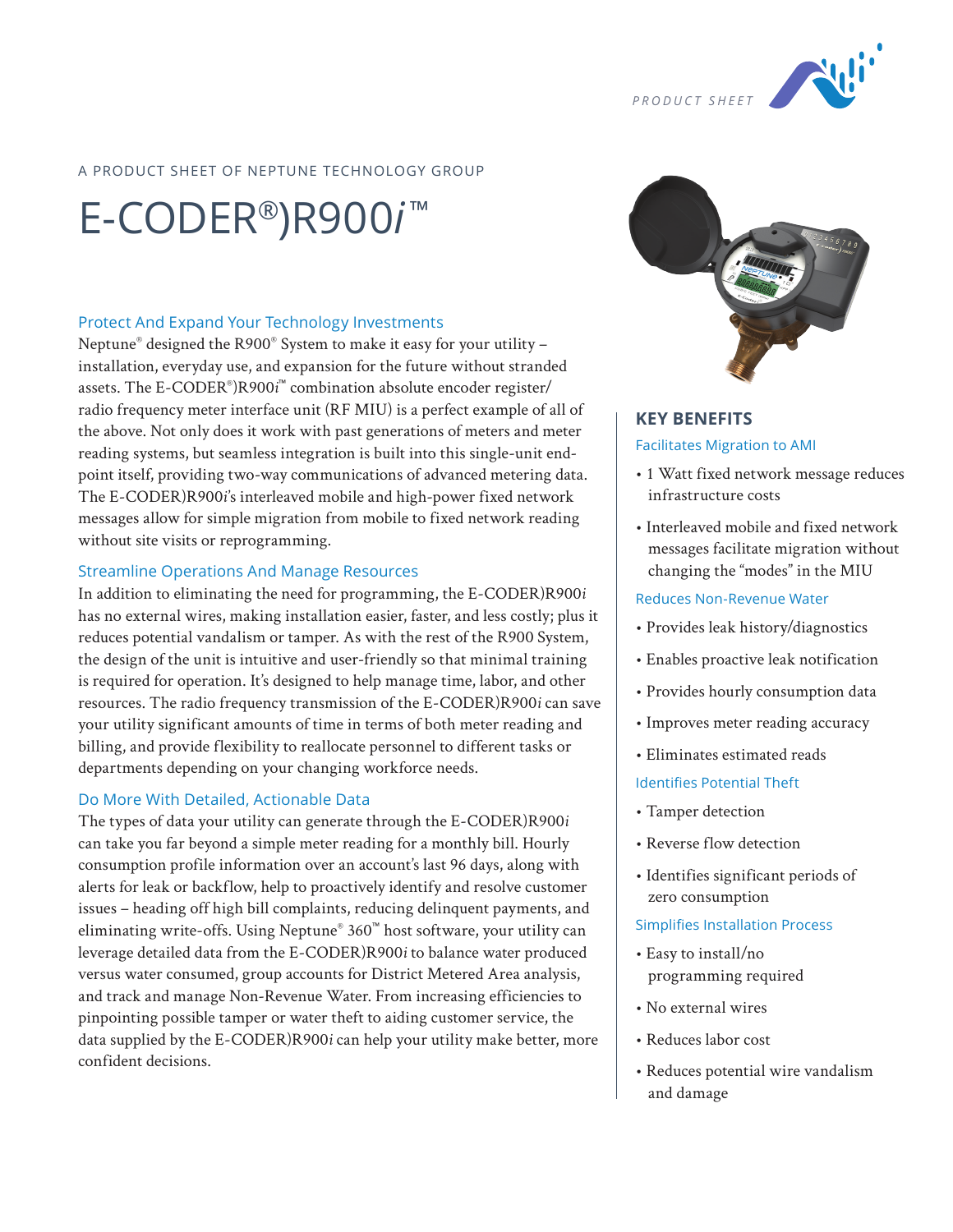PRODUCT SHEET

A PRODUCT SHEET OF NEPTUNE TECHNOLOGY GROUP

# E-CODER®)R900*i*™

## Protect And Expand Your Technology Investments

Neptune® designed the R900® System to make it easy for your utility – installation, everyday use, and expansion for the future without stranded assets. The E-CODER®)R900*i*™ combination absolute encoder register/radio frequency meter interface unit (RF MIU) is a perfect example of all of the above. Not only does it work with past generations of meters and meter reading systems, but seamless integration is built into this single-unit endpoint itself, providing two-way communications of advanced metering data. The E-CODER)R900*i*'s interleaved mobile and high-power fixed network messages allow for simple migration from mobile to fixed network reading without site visits or reprogramming.

## Streamline Operations And Manage Resources

In addition to eliminating the need for programming, the E-CODER)R900*i* has no external wires, making installation easier, faster, and less costly; plus it reduces potential vandalism or tamper. As with the rest of the R900 System, the design of the unit is intuitive and user-friendly so that minimal training is required for operation. It's designed to help manage time, labor, and other resources. The radio frequency transmission of the E-CODER)R900*i* can save your utility significant amounts of time in terms of both meter reading and billing, and provide flexibility to reallocate personnel to different tasks or departments depending on your changing workforce needs.

## Do More With Detailed, Actionable Data

The types of data your utility can generate through the E-CODER)R900*i* can take you far beyond a simple meter reading for a monthly bill. Hourly consumption profile information over an account's last 96 days, along with alerts for leak or backflow, help to proactively identify and resolve customer issues – heading off high bill complaints, reducing delinquent payments, and eliminating write-offs. Using Neptune® 360™ host software, your utility can leverage detailed data from the E-CODER)R900*i* to balance water produced versus water consumed, group accounts for District Metered Area analysis, and track and manage Non-Revenue Water. From increasing efficiencies to pinpointing possible tamper or water theft to aiding customer service, the data supplied by the E-CODER)R900*i* can help your utility make better, more confident decisions.

## KEY BENEFITS

### Facilitates Migration to AMI

- 1 Watt fixed network message reduces infrastructure costs
- Interleaved mobile and fixed network messages facilitate migration without changing the "modes" in the MIU

### Reduces Non-Revenue Water

- Provides leak history/diagnostics
- Enables proactive leak notification
- Provides hourly consumption data
- Improves meter reading accuracy
- Eliminates estimated reads

### Identifies Potential Theft

- Tamper detection
- Reverse flow detection
- Identifies significant periods of zero consumption

### Simplifies Installation Process

- Easy to install/no programming required
- No external wires
- Reduces labor cost
- Reduces potential wire vandalism and damage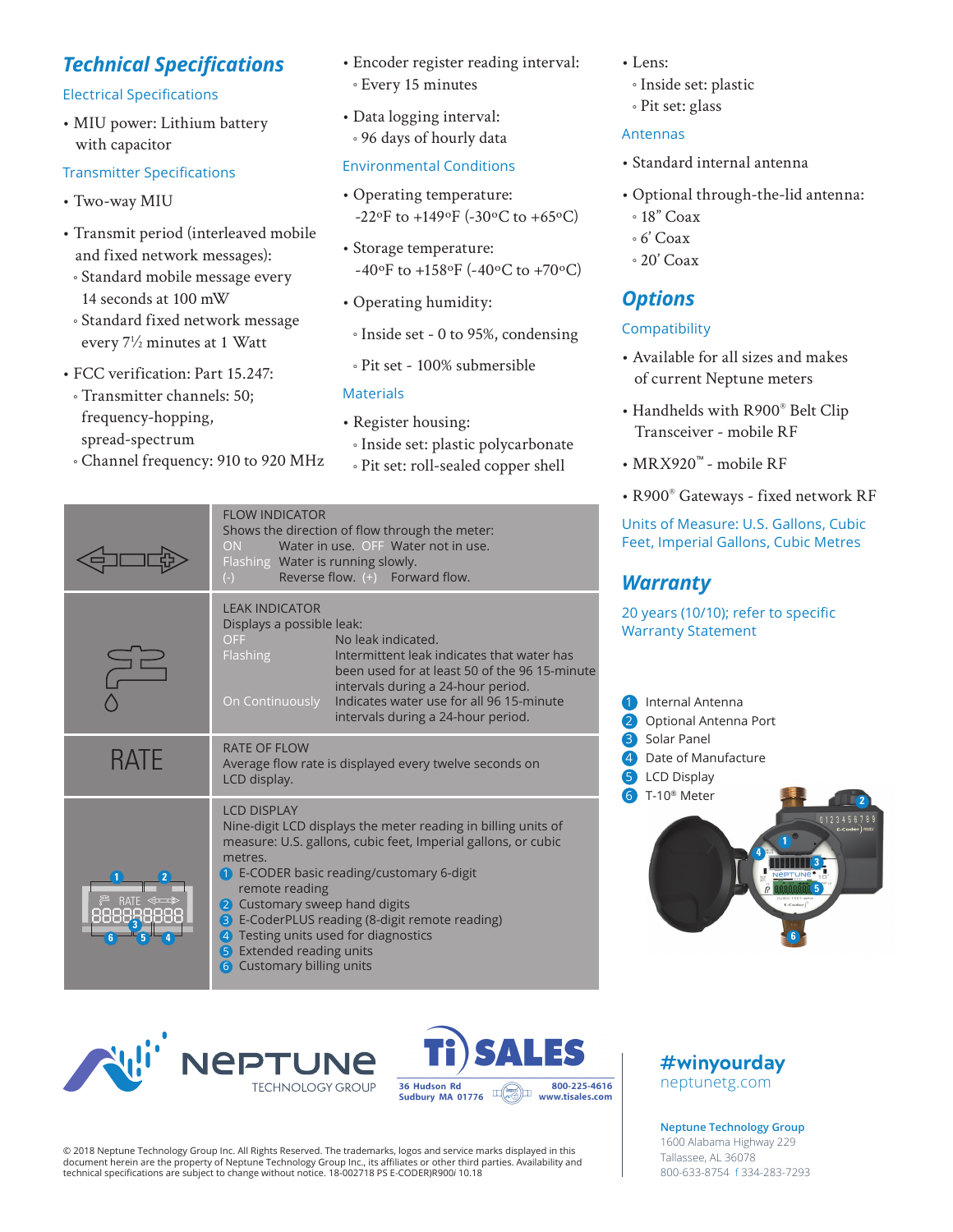## Technical Specifications

### Electrical Specifications

- MIU power: Lithium battery with capacitor

### Transmitter Specifications

- Two-way MIU
- Transmit period (interleaved mobile and fixed network messages):
  - Standard mobile message every 14 seconds at 100 mW
  - Standard fixed network message every 7½ minutes at 1 Watt
- FCC verification: Part 15.247:
  - Transmitter channels: 50; frequency-hopping, spread-spectrum
  - Channel frequency: 910 to 920 MHz
- Encoder register reading interval:
  - Every 15 minutes
- Data logging interval:
  - 96 days of hourly data

### Environmental Conditions

- Operating temperature: -22ºF to +149ºF (-30ºC to +65ºC)
- Storage temperature: -40ºF to +158ºF (-40ºC to +70ºC)
- Operating humidity:
  - Inside set - 0 to 95%, condensing
  - Pit set - 100% submersible

### Materials

- Register housing:
  - Inside set: plastic polycarbonate
  - Pit set: roll-sealed copper shell
- Lens:
  - Inside set: plastic
  - Pit set: glass

### Antennas

- Standard internal antenna
- Optional through-the-lid antenna:
  - 18" Coax
  - 6' Coax
  - 20' Coax

| | |
|---|---|
| | FLOW INDICATOR<br>Shows the direction of flow through the meter:<br>ON Water in use. OFF Water not in use.<br>Flashing Water is running slowly.<br>(-) Reverse flow. (+) Forward flow. |
| | LEAK INDICATOR<br>Displays a possible leak:<br>OFF No leak indicated.<br>Flashing Intermittent leak indicates that water has been used for at least 50 of the 96 15-minute intervals during a 24-hour period.<br>On Continuously Indicates water use for all 96 15-minute intervals during a 24-hour period. |
| RATE | RATE OF FLOW<br>Average flow rate is displayed every twelve seconds on LCD display. |
| | LCD DISPLAY<br>Nine-digit LCD displays the meter reading in billing units of measure: U.S. gallons, cubic feet, Imperial gallons, or cubic metres.<br>1 E-CODER basic reading/customary 6-digit remote reading<br>2 Customary sweep hand digits<br>3 E-CoderPLUS reading (8-digit remote reading)<br>4 Testing units used for diagnostics<br>5 Extended reading units<br>6 Customary billing units |

## Options

### Compatibility

- Available for all sizes and makes of current Neptune meters
- Handhelds with R900® Belt Clip Transceiver - mobile RF
- MRX920™ - mobile RF
- R900® Gateways - fixed network RF

### Units of Measure: U.S. Gallons, Cubic Feet, Imperial Gallons, Cubic Metres

## Warranty

20 years (10/10); refer to specific Warranty Statement

1. Internal Antenna
2. Optional Antenna Port
3. Solar Panel
4. Date of Manufacture
5. LCD Display
6. T-10® Meter

NEPTUNE TECHNOLOGY GROUP

Ti SALES
36 Hudson Rd, Sudbury MA 01776
800-225-4616
www.tisales.com

#winyourday
neptunetg.com

**Neptune Technology Group**
1600 Alabama Highway 229
Tallassee, AL 36078
800-633-8754 f 334-283-7293

© 2018 Neptune Technology Group Inc. All Rights Reserved. The trademarks, logos and service marks displayed in this document herein are the property of Neptune Technology Group Inc., its affiliates or other third parties. Availability and technical specifications are subject to change without notice. 18-002718 PS E-CODER)R900i 10.18